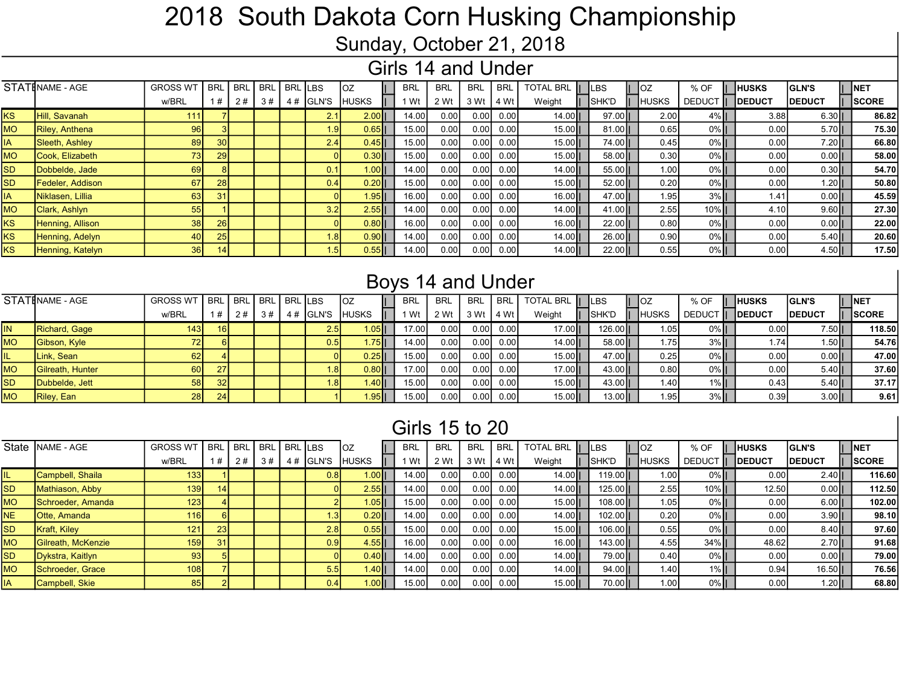# 2018 South Dakota Corn Husking Championship

Sunday, October 21, 2018

## Girls 14 and Under

| STATE | NAME - AGE | GROSS WT w/BRL | BRL 1 # | BRL 2 # | BRL 3 # | BRL 4 # | LBS GLN'S | OZ HUSKS | BRL 1 Wt | BRL 2 Wt | BRL 3 Wt | BRL 4 Wt | TOTAL BRL Weight | LBS SHK'D | OZ HUSKS | % OF DEDUCT | HUSKS DEDUCT | GLN'S DEDUCT | NET SCORE |
|---|---|---|---|---|---|---|---|---|---|---|---|---|---|---|---|---|---|---|---|
| KS | Hill, Savanah | 111 | 7 | | | | 2.1 | 2.00 | 14.00 | 0.00 | 0.00 | 0.00 | 14.00 | 97.00 | 2.00 | 4% | 3.88 | 6.30 | **86.82** |
| MO | Riley, Anthena | 96 | 3 | | | | 1.9 | 0.65 | 15.00 | 0.00 | 0.00 | 0.00 | 15.00 | 81.00 | 0.65 | 0% | 0.00 | 5.70 | **75.30** |
| IA | Sleeth, Ashley | 89 | 30 | | | | 2.4 | 0.45 | 15.00 | 0.00 | 0.00 | 0.00 | 15.00 | 74.00 | 0.45 | 0% | 0.00 | 7.20 | **66.80** |
| MO | Cook, Elizabeth | 73 | 29 | | | | 0 | 0.30 | 15.00 | 0.00 | 0.00 | 0.00 | 15.00 | 58.00 | 0.30 | 0% | 0.00 | 0.00 | **58.00** |
| SD | Dobbelde, Jade | 69 | 8 | | | | 0.1 | 1.00 | 14.00 | 0.00 | 0.00 | 0.00 | 14.00 | 55.00 | 1.00 | 0% | 0.00 | 0.30 | **54.70** |
| SD | Fedeler, Addison | 67 | 28 | | | | 0.4 | 0.20 | 15.00 | 0.00 | 0.00 | 0.00 | 15.00 | 52.00 | 0.20 | 0% | 0.00 | 1.20 | **50.80** |
| IA | Niklasen, Lillia | 63 | 31 | | | | 0 | 1.95 | 16.00 | 0.00 | 0.00 | 0.00 | 16.00 | 47.00 | 1.95 | 3% | 1.41 | 0.00 | **45.59** |
| MO | Clark, Ashlyn | 55 | 1 | | | | 3.2 | 2.55 | 14.00 | 0.00 | 0.00 | 0.00 | 14.00 | 41.00 | 2.55 | 10% | 4.10 | 9.60 | **27.30** |
| KS | Henning, Allison | 38 | 26 | | | | 0 | 0.80 | 16.00 | 0.00 | 0.00 | 0.00 | 16.00 | 22.00 | 0.80 | 0% | 0.00 | 0.00 | **22.00** |
| KS | Henning, Adelyn | 40 | 25 | | | | 1.8 | 0.90 | 14.00 | 0.00 | 0.00 | 0.00 | 14.00 | 26.00 | 0.90 | 0% | 0.00 | 5.40 | **20.60** |
| KS | Henning, Katelyn | 36 | 14 | | | | 1.5 | 0.55 | 14.00 | 0.00 | 0.00 | 0.00 | 14.00 | 22.00 | 0.55 | 0% | 0.00 | 4.50 | **17.50** |

## Boys 14 and Under

| STATE | NAME - AGE | GROSS WT w/BRL | BRL 1 # | BRL 2 # | BRL 3 # | BRL 4 # | LBS GLN'S | OZ HUSKS | BRL 1 Wt | BRL 2 Wt | BRL 3 Wt | BRL 4 Wt | TOTAL BRL Weight | LBS SHK'D | OZ HUSKS | % OF DEDUCT | HUSKS DEDUCT | GLN'S DEDUCT | NET SCORE |
|---|---|---|---|---|---|---|---|---|---|---|---|---|---|---|---|---|---|---|---|
| IN | Richard, Gage | 143 | 16 | | | | 2.5 | 1.05 | 17.00 | 0.00 | 0.00 | 0.00 | 17.00 | 126.00 | 1.05 | 0% | 0.00 | 7.50 | **118.50** |
| MO | Gibson, Kyle | 72 | 6 | | | | 0.5 | 1.75 | 14.00 | 0.00 | 0.00 | 0.00 | 14.00 | 58.00 | 1.75 | 3% | 1.74 | 1.50 | **54.76** |
| IL | Link, Sean | 62 | 4 | | | | 0 | 0.25 | 15.00 | 0.00 | 0.00 | 0.00 | 15.00 | 47.00 | 0.25 | 0% | 0.00 | 0.00 | **47.00** |
| MO | Gilreath, Hunter | 60 | 27 | | | | 1.8 | 0.80 | 17.00 | 0.00 | 0.00 | 0.00 | 17.00 | 43.00 | 0.80 | 0% | 0.00 | 5.40 | **37.60** |
| SD | Dubbelde, Jett | 58 | 32 | | | | 1.8 | 1.40 | 15.00 | 0.00 | 0.00 | 0.00 | 15.00 | 43.00 | 1.40 | 1% | 0.43 | 5.40 | **37.17** |
| MO | Riley, Ean | 28 | 24 | | | | 1 | 1.95 | 15.00 | 0.00 | 0.00 | 0.00 | 15.00 | 13.00 | 1.95 | 3% | 0.39 | 3.00 | **9.61** |

## Girls 15 to 20

| State | NAME - AGE | GROSS WT w/BRL | BRL 1 # | BRL 2 # | BRL 3 # | BRL 4 # | LBS GLN'S | OZ HUSKS | BRL 1 Wt | BRL 2 Wt | BRL 3 Wt | BRL 4 Wt | TOTAL BRL Weight | LBS SHK'D | OZ HUSKS | % OF DEDUCT | HUSKS DEDUCT | GLN'S DEDUCT | NET SCORE |
|---|---|---|---|---|---|---|---|---|---|---|---|---|---|---|---|---|---|---|---|
| IL | Campbell, Shaila | 133 | 1 | | | | 0.8 | 1.00 | 14.00 | 0.00 | 0.00 | 0.00 | 14.00 | 119.00 | 1.00 | 0% | 0.00 | 2.40 | **116.60** |
| SD | Mathiason, Abby | 139 | 14 | | | | 0 | 2.55 | 14.00 | 0.00 | 0.00 | 0.00 | 14.00 | 125.00 | 2.55 | 10% | 12.50 | 0.00 | **112.50** |
| MO | Schroeder, Amanda | 123 | 4 | | | | 2 | 1.05 | 15.00 | 0.00 | 0.00 | 0.00 | 15.00 | 108.00 | 1.05 | 0% | 0.00 | 6.00 | **102.00** |
| NE | Otte, Amanda | 116 | 6 | | | | 1.3 | 0.20 | 14.00 | 0.00 | 0.00 | 0.00 | 14.00 | 102.00 | 0.20 | 0% | 0.00 | 3.90 | **98.10** |
| SD | Kraft, Kiley | 121 | 23 | | | | 2.8 | 0.55 | 15.00 | 0.00 | 0.00 | 0.00 | 15.00 | 106.00 | 0.55 | 0% | 0.00 | 8.40 | **97.60** |
| MO | Gilreath, McKenzie | 159 | 31 | | | | 0.9 | 4.55 | 16.00 | 0.00 | 0.00 | 0.00 | 16.00 | 143.00 | 4.55 | 34% | 48.62 | 2.70 | **91.68** |
| SD | Dykstra, Kaitlyn | 93 | 5 | | | | 0 | 0.40 | 14.00 | 0.00 | 0.00 | 0.00 | 14.00 | 79.00 | 0.40 | 0% | 0.00 | 0.00 | **79.00** |
| MO | Schroeder, Grace | 108 | 7 | | | | 5.5 | 1.40 | 14.00 | 0.00 | 0.00 | 0.00 | 14.00 | 94.00 | 1.40 | 1% | 0.94 | 16.50 | **76.56** |
| IA | Campbell, Skie | 85 | 2 | | | | 0.4 | 1.00 | 15.00 | 0.00 | 0.00 | 0.00 | 15.00 | 70.00 | 1.00 | 0% | 0.00 | 1.20 | **68.80** |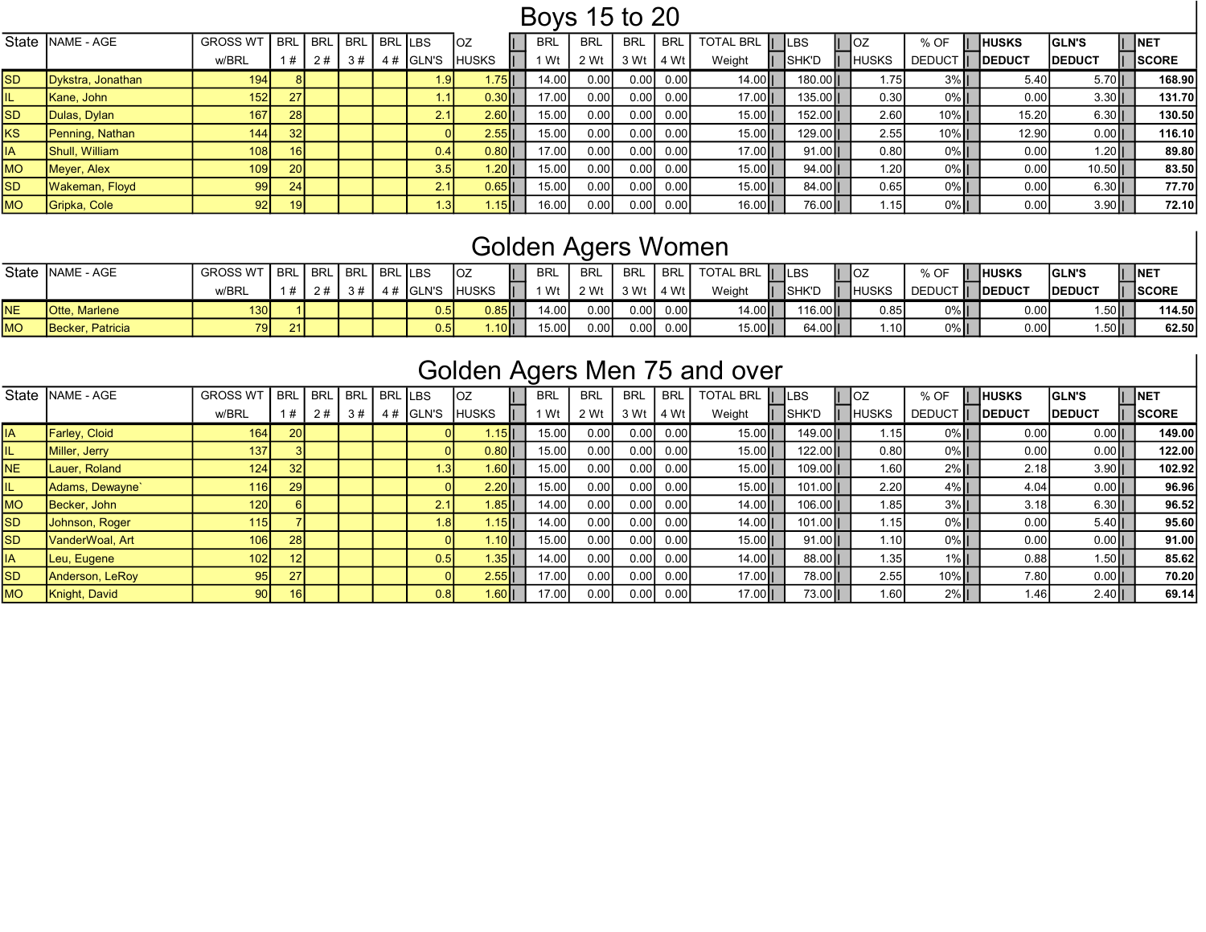# Boys 15 to 20

| State | NAME - AGE | GROSS WT w/BRL | BRL 1 # | BRL 2 # | BRL 3 # | BRL 4 # | LBS GLN'S | OZ HUSKS | BRL 1 Wt | BRL 2 Wt | BRL 3 Wt | BRL 4 Wt | TOTAL BRL Weight | LBS SHK'D | OZ HUSKS | % OF DEDUCT | HUSKS DEDUCT | GLN'S DEDUCT | NET SCORE |
|---|---|---|---|---|---|---|---|---|---|---|---|---|---|---|---|---|---|---|---|
| SD | Dykstra, Jonathan | 194 | 8 | | | | 1.9 | 1.75 | 14.00 | 0.00 | 0.00 | 0.00 | 14.00 | 180.00 | 1.75 | 3% | 5.40 | 5.70 | **168.90** |
| IL | Kane, John | 152 | 27 | | | | 1.1 | 0.30 | 17.00 | 0.00 | 0.00 | 0.00 | 17.00 | 135.00 | 0.30 | 0% | 0.00 | 3.30 | **131.70** |
| SD | Dulas, Dylan | 167 | 28 | | | | 2.1 | 2.60 | 15.00 | 0.00 | 0.00 | 0.00 | 15.00 | 152.00 | 2.60 | 10% | 15.20 | 6.30 | **130.50** |
| KS | Penning, Nathan | 144 | 32 | | | | 0 | 2.55 | 15.00 | 0.00 | 0.00 | 0.00 | 15.00 | 129.00 | 2.55 | 10% | 12.90 | 0.00 | **116.10** |
| IA | Shull, William | 108 | 16 | | | | 0.4 | 0.80 | 17.00 | 0.00 | 0.00 | 0.00 | 17.00 | 91.00 | 0.80 | 0% | 0.00 | 1.20 | **89.80** |
| MO | Meyer, Alex | 109 | 20 | | | | 3.5 | 1.20 | 15.00 | 0.00 | 0.00 | 0.00 | 15.00 | 94.00 | 1.20 | 0% | 0.00 | 10.50 | **83.50** |
| SD | Wakeman, Floyd | 99 | 24 | | | | 2.1 | 0.65 | 15.00 | 0.00 | 0.00 | 0.00 | 15.00 | 84.00 | 0.65 | 0% | 0.00 | 6.30 | **77.70** |
| MO | Gripka, Cole | 92 | 19 | | | | 1.3 | 1.15 | 16.00 | 0.00 | 0.00 | 0.00 | 16.00 | 76.00 | 1.15 | 0% | 0.00 | 3.90 | **72.10** |

# Golden Agers Women

| State | NAME - AGE | GROSS WT w/BRL | BRL 1 # | BRL 2 # | BRL 3 # | BRL 4 # | LBS GLN'S | OZ HUSKS | BRL 1 Wt | BRL 2 Wt | BRL 3 Wt | BRL 4 Wt | TOTAL BRL Weight | LBS SHK'D | OZ HUSKS | % OF DEDUCT | HUSKS DEDUCT | GLN'S DEDUCT | NET SCORE |
|---|---|---|---|---|---|---|---|---|---|---|---|---|---|---|---|---|---|---|---|
| NE | Otte, Marlene | 130 | 1 | | | | 0.5 | 0.85 | 14.00 | 0.00 | 0.00 | 0.00 | 14.00 | 116.00 | 0.85 | 0% | 0.00 | 1.50 | **114.50** |
| MO | Becker, Patricia | 79 | 21 | | | | 0.5 | 1.10 | 15.00 | 0.00 | 0.00 | 0.00 | 15.00 | 64.00 | 1.10 | 0% | 0.00 | 1.50 | **62.50** |

# Golden Agers Men 75 and over

| State | NAME - AGE | GROSS WT w/BRL | BRL 1 # | BRL 2 # | BRL 3 # | BRL 4 # | LBS GLN'S | OZ HUSKS | BRL 1 Wt | BRL 2 Wt | BRL 3 Wt | BRL 4 Wt | TOTAL BRL Weight | LBS SHK'D | OZ HUSKS | % OF DEDUCT | HUSKS DEDUCT | GLN'S DEDUCT | NET SCORE |
|---|---|---|---|---|---|---|---|---|---|---|---|---|---|---|---|---|---|---|---|
| IA | Farley, Cloid | 164 | 20 | | | | 0 | 1.15 | 15.00 | 0.00 | 0.00 | 0.00 | 15.00 | 149.00 | 1.15 | 0% | 0.00 | 0.00 | **149.00** |
| IL | Miller, Jerry | 137 | 3 | | | | 0 | 0.80 | 15.00 | 0.00 | 0.00 | 0.00 | 15.00 | 122.00 | 0.80 | 0% | 0.00 | 0.00 | **122.00** |
| NE | Lauer, Roland | 124 | 32 | | | | 1.3 | 1.60 | 15.00 | 0.00 | 0.00 | 0.00 | 15.00 | 109.00 | 1.60 | 2% | 2.18 | 3.90 | **102.92** |
| IL | Adams, Dewayne` | 116 | 29 | | | | 0 | 2.20 | 15.00 | 0.00 | 0.00 | 0.00 | 15.00 | 101.00 | 2.20 | 4% | 4.04 | 0.00 | **96.96** |
| MO | Becker, John | 120 | 6 | | | | 2.1 | 1.85 | 14.00 | 0.00 | 0.00 | 0.00 | 14.00 | 106.00 | 1.85 | 3% | 3.18 | 6.30 | **96.52** |
| SD | Johnson, Roger | 115 | 7 | | | | 1.8 | 1.15 | 14.00 | 0.00 | 0.00 | 0.00 | 14.00 | 101.00 | 1.15 | 0% | 0.00 | 5.40 | **95.60** |
| SD | VanderWoal, Art | 106 | 28 | | | | 0 | 1.10 | 15.00 | 0.00 | 0.00 | 0.00 | 15.00 | 91.00 | 1.10 | 0% | 0.00 | 0.00 | **91.00** |
| IA | Leu, Eugene | 102 | 12 | | | | 0.5 | 1.35 | 14.00 | 0.00 | 0.00 | 0.00 | 14.00 | 88.00 | 1.35 | 1% | 0.88 | 1.50 | **85.62** |
| SD | Anderson, LeRoy | 95 | 27 | | | | 0 | 2.55 | 17.00 | 0.00 | 0.00 | 0.00 | 17.00 | 78.00 | 2.55 | 10% | 7.80 | 0.00 | **70.20** |
| MO | Knight, David | 90 | 16 | | | | 0.8 | 1.60 | 17.00 | 0.00 | 0.00 | 0.00 | 17.00 | 73.00 | 1.60 | 2% | 1.46 | 2.40 | **69.14** |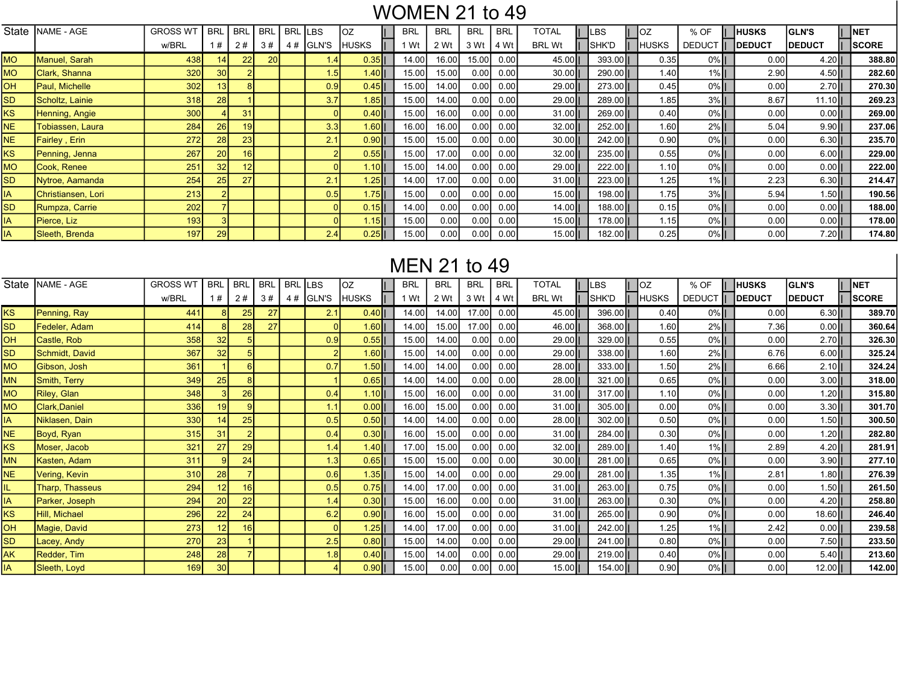# WOMEN 21 to 49

| State | NAME - AGE | GROSS WT w/BRL | BRL 1 # | BRL 2 # | BRL 3 # | BRL 4 # | LBS GLN'S | OZ HUSKS | BRL 1 Wt | BRL 2 Wt | BRL 3 Wt | BRL 4 Wt | TOTAL BRL Wt | LBS SHK'D | OZ HUSKS | % OF DEDUCT | HUSKS DEDUCT | GLN'S DEDUCT | NET SCORE |
|---|---|---|---|---|---|---|---|---|---|---|---|---|---|---|---|---|---|---|---|
| MO | Manuel, Sarah | 438 | 14 | 22 | 20 | | 1.4 | 0.35 | 14.00 | 16.00 | 15.00 | 0.00 | 45.00 | 393.00 | 0.35 | 0% | 0.00 | 4.20 | **388.80** |
| MO | Clark, Shanna | 320 | 30 | 2 | | | 1.5 | 1.40 | 15.00 | 15.00 | 0.00 | 0.00 | 30.00 | 290.00 | 1.40 | 1% | 2.90 | 4.50 | **282.60** |
| OH | Paul, Michelle | 302 | 13 | 8 | | | 0.9 | 0.45 | 15.00 | 14.00 | 0.00 | 0.00 | 29.00 | 273.00 | 0.45 | 0% | 0.00 | 2.70 | **270.30** |
| SD | Scholtz, Lainie | 318 | 28 | 1 | | | 3.7 | 1.85 | 15.00 | 14.00 | 0.00 | 0.00 | 29.00 | 289.00 | 1.85 | 3% | 8.67 | 11.10 | **269.23** |
| KS | Henning, Angie | 300 | 4 | 31 | | | 0 | 0.40 | 15.00 | 16.00 | 0.00 | 0.00 | 31.00 | 269.00 | 0.40 | 0% | 0.00 | 0.00 | **269.00** |
| NE | Tobiassen, Laura | 284 | 26 | 19 | | | 3.3 | 1.60 | 16.00 | 16.00 | 0.00 | 0.00 | 32.00 | 252.00 | 1.60 | 2% | 5.04 | 9.90 | **237.06** |
| NE | Fairley , Erin | 272 | 28 | 23 | | | 2.1 | 0.90 | 15.00 | 15.00 | 0.00 | 0.00 | 30.00 | 242.00 | 0.90 | 0% | 0.00 | 6.30 | **235.70** |
| KS | Penning, Jenna | 267 | 20 | 16 | | | 2 | 0.55 | 15.00 | 17.00 | 0.00 | 0.00 | 32.00 | 235.00 | 0.55 | 0% | 0.00 | 6.00 | **229.00** |
| MO | Cook, Renee | 251 | 32 | 12 | | | 0 | 1.10 | 15.00 | 14.00 | 0.00 | 0.00 | 29.00 | 222.00 | 1.10 | 0% | 0.00 | 0.00 | **222.00** |
| SD | Nytroe, Aamanda | 254 | 25 | 27 | | | 2.1 | 1.25 | 14.00 | 17.00 | 0.00 | 0.00 | 31.00 | 223.00 | 1.25 | 1% | 2.23 | 6.30 | **214.47** |
| IA | Christiansen, Lori | 213 | 2 | | | | 0.5 | 1.75 | 15.00 | 0.00 | 0.00 | 0.00 | 15.00 | 198.00 | 1.75 | 3% | 5.94 | 1.50 | **190.56** |
| SD | Rumpza, Carrie | 202 | 7 | | | | 0 | 0.15 | 14.00 | 0.00 | 0.00 | 0.00 | 14.00 | 188.00 | 0.15 | 0% | 0.00 | 0.00 | **188.00** |
| IA | Pierce, Liz | 193 | 3 | | | | 0 | 1.15 | 15.00 | 0.00 | 0.00 | 0.00 | 15.00 | 178.00 | 1.15 | 0% | 0.00 | 0.00 | **178.00** |
| IA | Sleeth, Brenda | 197 | 29 | | | | 2.4 | 0.25 | 15.00 | 0.00 | 0.00 | 0.00 | 15.00 | 182.00 | 0.25 | 0% | 0.00 | 7.20 | **174.80** |

# MEN 21 to 49

| State | NAME - AGE | GROSS WT w/BRL | BRL 1 # | BRL 2 # | BRL 3 # | BRL 4 # | LBS GLN'S | OZ HUSKS | BRL 1 Wt | BRL 2 Wt | BRL 3 Wt | BRL 4 Wt | TOTAL BRL Wt | LBS SHK'D | OZ HUSKS | % OF DEDUCT | HUSKS DEDUCT | GLN'S DEDUCT | NET SCORE |
|---|---|---|---|---|---|---|---|---|---|---|---|---|---|---|---|---|---|---|---|
| KS | Penning, Ray | 441 | 8 | 25 | 27 | | 2.1 | 0.40 | 14.00 | 14.00 | 17.00 | 0.00 | 45.00 | 396.00 | 0.40 | 0% | 0.00 | 6.30 | **389.70** |
| SD | Fedeler, Adam | 414 | 8 | 28 | 27 | | 0 | 1.60 | 14.00 | 15.00 | 17.00 | 0.00 | 46.00 | 368.00 | 1.60 | 2% | 7.36 | 0.00 | **360.64** |
| OH | Castle, Rob | 358 | 32 | 5 | | | 0.9 | 0.55 | 15.00 | 14.00 | 0.00 | 0.00 | 29.00 | 329.00 | 0.55 | 0% | 0.00 | 2.70 | **326.30** |
| SD | Schmidt, David | 367 | 32 | 5 | | | 2 | 1.60 | 15.00 | 14.00 | 0.00 | 0.00 | 29.00 | 338.00 | 1.60 | 2% | 6.76 | 6.00 | **325.24** |
| MO | Gibson, Josh | 361 | 1 | 6 | | | 0.7 | 1.50 | 14.00 | 14.00 | 0.00 | 0.00 | 28.00 | 333.00 | 1.50 | 2% | 6.66 | 2.10 | **324.24** |
| MN | Smith, Terry | 349 | 25 | 8 | | | 1 | 0.65 | 14.00 | 14.00 | 0.00 | 0.00 | 28.00 | 321.00 | 0.65 | 0% | 0.00 | 3.00 | **318.00** |
| MO | Riley, Glan | 348 | 3 | 26 | | | 0.4 | 1.10 | 15.00 | 16.00 | 0.00 | 0.00 | 31.00 | 317.00 | 1.10 | 0% | 0.00 | 1.20 | **315.80** |
| MO | Clark,Daniel | 336 | 19 | 9 | | | 1.1 | 0.00 | 16.00 | 15.00 | 0.00 | 0.00 | 31.00 | 305.00 | 0.00 | 0% | 0.00 | 3.30 | **301.70** |
| IA | Niklasen, Dain | 330 | 14 | 25 | | | 0.5 | 0.50 | 14.00 | 14.00 | 0.00 | 0.00 | 28.00 | 302.00 | 0.50 | 0% | 0.00 | 1.50 | **300.50** |
| NE | Boyd, Ryan | 315 | 31 | 2 | | | 0.4 | 0.30 | 16.00 | 15.00 | 0.00 | 0.00 | 31.00 | 284.00 | 0.30 | 0% | 0.00 | 1.20 | **282.80** |
| KS | Moser, Jacob | 321 | 27 | 29 | | | 1.4 | 1.40 | 17.00 | 15.00 | 0.00 | 0.00 | 32.00 | 289.00 | 1.40 | 1% | 2.89 | 4.20 | **281.91** |
| MN | Kasten, Adam | 311 | 9 | 24 | | | 1.3 | 0.65 | 15.00 | 15.00 | 0.00 | 0.00 | 30.00 | 281.00 | 0.65 | 0% | 0.00 | 3.90 | **277.10** |
| NE | Vering, Kevin | 310 | 28 | 7 | | | 0.6 | 1.35 | 15.00 | 14.00 | 0.00 | 0.00 | 29.00 | 281.00 | 1.35 | 1% | 2.81 | 1.80 | **276.39** |
| IL | Tharp, Thasseus | 294 | 12 | 16 | | | 0.5 | 0.75 | 14.00 | 17.00 | 0.00 | 0.00 | 31.00 | 263.00 | 0.75 | 0% | 0.00 | 1.50 | **261.50** |
| IA | Parker, Joseph | 294 | 20 | 22 | | | 1.4 | 0.30 | 15.00 | 16.00 | 0.00 | 0.00 | 31.00 | 263.00 | 0.30 | 0% | 0.00 | 4.20 | **258.80** |
| KS | Hill, Michael | 296 | 22 | 24 | | | 6.2 | 0.90 | 16.00 | 15.00 | 0.00 | 0.00 | 31.00 | 265.00 | 0.90 | 0% | 0.00 | 18.60 | **246.40** |
| OH | Magie, David | 273 | 12 | 16 | | | 0 | 1.25 | 14.00 | 17.00 | 0.00 | 0.00 | 31.00 | 242.00 | 1.25 | 1% | 2.42 | 0.00 | **239.58** |
| SD | Lacey, Andy | 270 | 23 | 1 | | | 2.5 | 0.80 | 15.00 | 14.00 | 0.00 | 0.00 | 29.00 | 241.00 | 0.80 | 0% | 0.00 | 7.50 | **233.50** |
| AK | Redder, Tim | 248 | 28 | 7 | | | 1.8 | 0.40 | 15.00 | 14.00 | 0.00 | 0.00 | 29.00 | 219.00 | 0.40 | 0% | 0.00 | 5.40 | **213.60** |
| IA | Sleeth, Loyd | 169 | 30 | | | | 4 | 0.90 | 15.00 | 0.00 | 0.00 | 0.00 | 15.00 | 154.00 | 0.90 | 0% | 0.00 | 12.00 | **142.00** |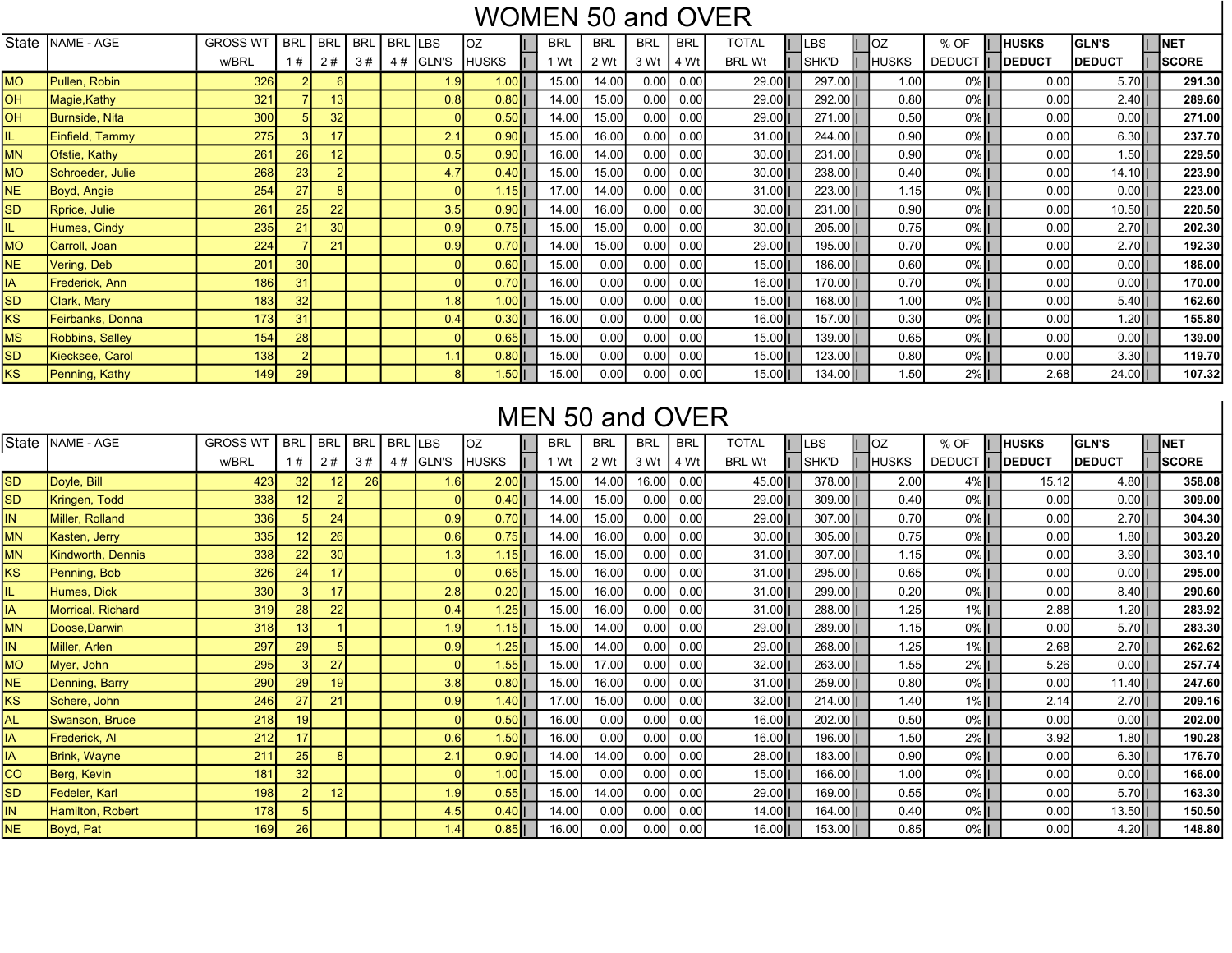# WOMEN 50 and OVER

| State | NAME - AGE | GROSS WT w/BRL | BRL 1 # | BRL 2 # | BRL 3 # | BRL 4 # | LBS GLN'S | OZ HUSKS | BRL 1 Wt | BRL 2 Wt | BRL 3 Wt | BRL 4 Wt | TOTAL BRL Wt | LBS SHK'D | OZ HUSKS | % OF DEDUCT | HUSKS DEDUCT | GLN'S DEDUCT | NET SCORE |
|---|---|---|---|---|---|---|---|---|---|---|---|---|---|---|---|---|---|---|---|
| MO | Pullen, Robin | 326 | 2 | 6 | | | 1.9 | 1.00 | 15.00 | 14.00 | 0.00 | 0.00 | 29.00 | 297.00 | 1.00 | 0% | 0.00 | 5.70 | 291.30 |
| OH | Magie,Kathy | 321 | 7 | 13 | | | 0.8 | 0.80 | 14.00 | 15.00 | 0.00 | 0.00 | 29.00 | 292.00 | 0.80 | 0% | 0.00 | 2.40 | 289.60 |
| OH | Burnside, Nita | 300 | 5 | 32 | | | 0 | 0.50 | 14.00 | 15.00 | 0.00 | 0.00 | 29.00 | 271.00 | 0.50 | 0% | 0.00 | 0.00 | 271.00 |
| IL | Einfield, Tammy | 275 | 3 | 17 | | | 2.1 | 0.90 | 15.00 | 16.00 | 0.00 | 0.00 | 31.00 | 244.00 | 0.90 | 0% | 0.00 | 6.30 | 237.70 |
| MN | Ofstie, Kathy | 261 | 26 | 12 | | | 0.5 | 0.90 | 16.00 | 14.00 | 0.00 | 0.00 | 30.00 | 231.00 | 0.90 | 0% | 0.00 | 1.50 | 229.50 |
| MO | Schroeder, Julie | 268 | 23 | 2 | | | 4.7 | 0.40 | 15.00 | 15.00 | 0.00 | 0.00 | 30.00 | 238.00 | 0.40 | 0% | 0.00 | 14.10 | 223.90 |
| NE | Boyd, Angie | 254 | 27 | 8 | | | 0 | 1.15 | 17.00 | 14.00 | 0.00 | 0.00 | 31.00 | 223.00 | 1.15 | 0% | 0.00 | 0.00 | 223.00 |
| SD | Rprice, Julie | 261 | 25 | 22 | | | 3.5 | 0.90 | 14.00 | 16.00 | 0.00 | 0.00 | 30.00 | 231.00 | 0.90 | 0% | 0.00 | 10.50 | 220.50 |
| IL | Humes, Cindy | 235 | 21 | 30 | | | 0.9 | 0.75 | 15.00 | 15.00 | 0.00 | 0.00 | 30.00 | 205.00 | 0.75 | 0% | 0.00 | 2.70 | 202.30 |
| MO | Carroll, Joan | 224 | 7 | 21 | | | 0.9 | 0.70 | 14.00 | 15.00 | 0.00 | 0.00 | 29.00 | 195.00 | 0.70 | 0% | 0.00 | 2.70 | 192.30 |
| NE | Vering, Deb | 201 | 30 | | | | 0 | 0.60 | 15.00 | 0.00 | 0.00 | 0.00 | 15.00 | 186.00 | 0.60 | 0% | 0.00 | 0.00 | 186.00 |
| IA | Frederick, Ann | 186 | 31 | | | | 0 | 0.70 | 16.00 | 0.00 | 0.00 | 0.00 | 16.00 | 170.00 | 0.70 | 0% | 0.00 | 0.00 | 170.00 |
| SD | Clark, Mary | 183 | 32 | | | | 1.8 | 1.00 | 15.00 | 0.00 | 0.00 | 0.00 | 15.00 | 168.00 | 1.00 | 0% | 0.00 | 5.40 | 162.60 |
| KS | Feirbanks, Donna | 173 | 31 | | | | 0.4 | 0.30 | 16.00 | 0.00 | 0.00 | 0.00 | 16.00 | 157.00 | 0.30 | 0% | 0.00 | 1.20 | 155.80 |
| MS | Robbins, Salley | 154 | 28 | | | | 0 | 0.65 | 15.00 | 0.00 | 0.00 | 0.00 | 15.00 | 139.00 | 0.65 | 0% | 0.00 | 0.00 | 139.00 |
| SD | Kiecksee, Carol | 138 | 2 | | | | 1.1 | 0.80 | 15.00 | 0.00 | 0.00 | 0.00 | 15.00 | 123.00 | 0.80 | 0% | 0.00 | 3.30 | 119.70 |
| KS | Penning, Kathy | 149 | 29 | | | | 8 | 1.50 | 15.00 | 0.00 | 0.00 | 0.00 | 15.00 | 134.00 | 1.50 | 2% | 2.68 | 24.00 | 107.32 |

# MEN 50 and OVER

| State | NAME - AGE | GROSS WT w/BRL | BRL 1 # | BRL 2 # | BRL 3 # | BRL 4 # | LBS GLN'S | OZ HUSKS | BRL 1 Wt | BRL 2 Wt | BRL 3 Wt | BRL 4 Wt | TOTAL BRL Wt | LBS SHK'D | OZ HUSKS | % OF DEDUCT | HUSKS DEDUCT | GLN'S DEDUCT | NET SCORE |
|---|---|---|---|---|---|---|---|---|---|---|---|---|---|---|---|---|---|---|---|
| SD | Doyle, Bill | 423 | 32 | 12 | 26 | | 1.6 | 2.00 | 15.00 | 14.00 | 16.00 | 0.00 | 45.00 | 378.00 | 2.00 | 4% | 15.12 | 4.80 | 358.08 |
| SD | Kringen, Todd | 338 | 12 | 2 | | | 0 | 0.40 | 14.00 | 15.00 | 0.00 | 0.00 | 29.00 | 309.00 | 0.40 | 0% | 0.00 | 0.00 | 309.00 |
| IN | Miller, Rolland | 336 | 5 | 24 | | | 0.9 | 0.70 | 14.00 | 15.00 | 0.00 | 0.00 | 29.00 | 307.00 | 0.70 | 0% | 0.00 | 2.70 | 304.30 |
| MN | Kasten, Jerry | 335 | 12 | 26 | | | 0.6 | 0.75 | 14.00 | 16.00 | 0.00 | 0.00 | 30.00 | 305.00 | 0.75 | 0% | 0.00 | 1.80 | 303.20 |
| MN | Kindworth, Dennis | 338 | 22 | 30 | | | 1.3 | 1.15 | 16.00 | 15.00 | 0.00 | 0.00 | 31.00 | 307.00 | 1.15 | 0% | 0.00 | 3.90 | 303.10 |
| KS | Penning, Bob | 326 | 24 | 17 | | | 0 | 0.65 | 15.00 | 16.00 | 0.00 | 0.00 | 31.00 | 295.00 | 0.65 | 0% | 0.00 | 0.00 | 295.00 |
| IL | Humes, Dick | 330 | 3 | 17 | | | 2.8 | 0.20 | 15.00 | 16.00 | 0.00 | 0.00 | 31.00 | 299.00 | 0.20 | 0% | 0.00 | 8.40 | 290.60 |
| IA | Morrical, Richard | 319 | 28 | 22 | | | 0.4 | 1.25 | 15.00 | 16.00 | 0.00 | 0.00 | 31.00 | 288.00 | 1.25 | 1% | 2.88 | 1.20 | 283.92 |
| MN | Doose,Darwin | 318 | 13 | 1 | | | 1.9 | 1.15 | 15.00 | 14.00 | 0.00 | 0.00 | 29.00 | 289.00 | 1.15 | 0% | 0.00 | 5.70 | 283.30 |
| IN | Miller, Arlen | 297 | 29 | 5 | | | 0.9 | 1.25 | 15.00 | 14.00 | 0.00 | 0.00 | 29.00 | 268.00 | 1.25 | 1% | 2.68 | 2.70 | 262.62 |
| MO | Myer, John | 295 | 3 | 27 | | | 0 | 1.55 | 15.00 | 17.00 | 0.00 | 0.00 | 32.00 | 263.00 | 1.55 | 2% | 5.26 | 0.00 | 257.74 |
| NE | Denning, Barry | 290 | 29 | 19 | | | 3.8 | 0.80 | 15.00 | 16.00 | 0.00 | 0.00 | 31.00 | 259.00 | 0.80 | 0% | 0.00 | 11.40 | 247.60 |
| KS | Schere, John | 246 | 27 | 21 | | | 0.9 | 1.40 | 17.00 | 15.00 | 0.00 | 0.00 | 32.00 | 214.00 | 1.40 | 1% | 2.14 | 2.70 | 209.16 |
| AL | Swanson, Bruce | 218 | 19 | | | | 0 | 0.50 | 16.00 | 0.00 | 0.00 | 0.00 | 16.00 | 202.00 | 0.50 | 0% | 0.00 | 0.00 | 202.00 |
| IA | Frederick, Al | 212 | 17 | | | | 0.6 | 1.50 | 16.00 | 0.00 | 0.00 | 0.00 | 16.00 | 196.00 | 1.50 | 2% | 3.92 | 1.80 | 190.28 |
| IA | Brink, Wayne | 211 | 25 | 8 | | | 2.1 | 0.90 | 14.00 | 14.00 | 0.00 | 0.00 | 28.00 | 183.00 | 0.90 | 0% | 0.00 | 6.30 | 176.70 |
| CO | Berg, Kevin | 181 | 32 | | | | 0 | 1.00 | 15.00 | 0.00 | 0.00 | 0.00 | 15.00 | 166.00 | 1.00 | 0% | 0.00 | 0.00 | 166.00 |
| SD | Fedeler, Karl | 198 | 2 | 12 | | | 1.9 | 0.55 | 15.00 | 14.00 | 0.00 | 0.00 | 29.00 | 169.00 | 0.55 | 0% | 0.00 | 5.70 | 163.30 |
| IN | Hamilton, Robert | 178 | 5 | | | | 4.5 | 0.40 | 14.00 | 0.00 | 0.00 | 0.00 | 14.00 | 164.00 | 0.40 | 0% | 0.00 | 13.50 | 150.50 |
| NE | Boyd, Pat | 169 | 26 | | | | 1.4 | 0.85 | 16.00 | 0.00 | 0.00 | 0.00 | 16.00 | 153.00 | 0.85 | 0% | 0.00 | 4.20 | 148.80 |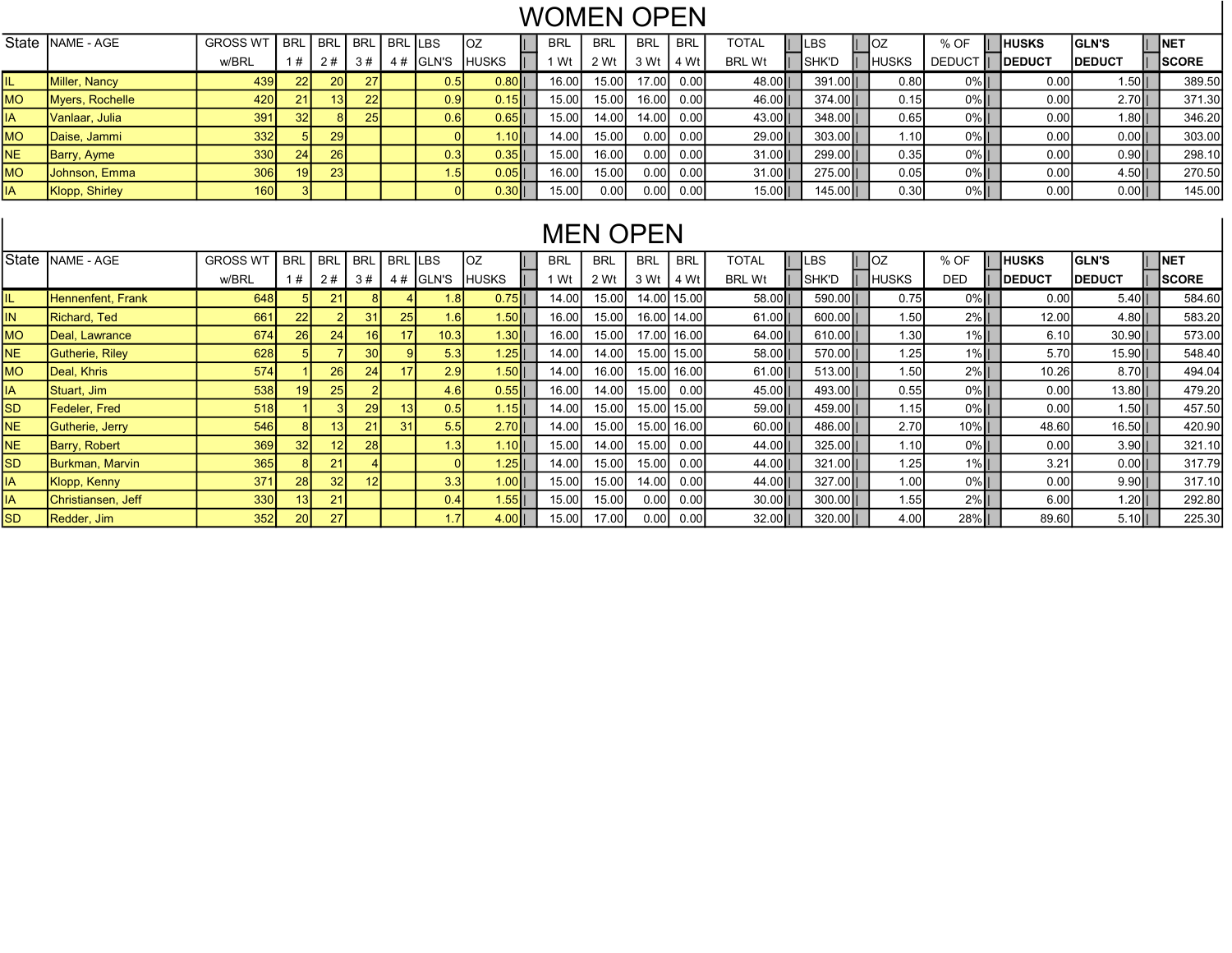# WOMEN OPEN

| State | NAME - AGE | GROSS WT w/BRL | BRL 1 # | BRL 2 # | BRL 3 # | BRL 4 # | LBS GLN'S | OZ HUSKS | BRL 1 Wt | BRL 2 Wt | BRL 3 Wt | BRL 4 Wt | TOTAL BRL Wt | LBS SHK'D | OZ HUSKS | % OF DEDUCT | HUSKS DEDUCT | GLN'S DEDUCT | NET SCORE |
|---|---|---|---|---|---|---|---|---|---|---|---|---|---|---|---|---|---|---|---|
| IL | Miller, Nancy | 439 | 22 | 20 | 27 | | 0.5 | 0.80 | 16.00 | 15.00 | 17.00 | 0.00 | 48.00 | 391.00 | 0.80 | 0% | 0.00 | 1.50 | 389.50 |
| MO | Myers, Rochelle | 420 | 21 | 13 | 22 | | 0.9 | 0.15 | 15.00 | 15.00 | 16.00 | 0.00 | 46.00 | 374.00 | 0.15 | 0% | 0.00 | 2.70 | 371.30 |
| IA | Vanlaar, Julia | 391 | 32 | 8 | 25 | | 0.6 | 0.65 | 15.00 | 14.00 | 14.00 | 0.00 | 43.00 | 348.00 | 0.65 | 0% | 0.00 | 1.80 | 346.20 |
| MO | Daise, Jammi | 332 | 5 | 29 | | | 0 | 1.10 | 14.00 | 15.00 | 0.00 | 0.00 | 29.00 | 303.00 | 1.10 | 0% | 0.00 | 0.00 | 303.00 |
| NE | Barry, Ayme | 330 | 24 | 26 | | | 0.3 | 0.35 | 15.00 | 16.00 | 0.00 | 0.00 | 31.00 | 299.00 | 0.35 | 0% | 0.00 | 0.90 | 298.10 |
| MO | Johnson, Emma | 306 | 19 | 23 | | | 1.5 | 0.05 | 16.00 | 15.00 | 0.00 | 0.00 | 31.00 | 275.00 | 0.05 | 0% | 0.00 | 4.50 | 270.50 |
| IA | Klopp, Shirley | 160 | 3 | | | | 0 | 0.30 | 15.00 | 0.00 | 0.00 | 0.00 | 15.00 | 145.00 | 0.30 | 0% | 0.00 | 0.00 | 145.00 |

# MEN OPEN

| State | NAME - AGE | GROSS WT w/BRL | BRL 1 # | BRL 2 # | BRL 3 # | BRL 4 # | LBS GLN'S | OZ HUSKS | BRL 1 Wt | BRL 2 Wt | BRL 3 Wt | BRL 4 Wt | TOTAL BRL Wt | LBS SHK'D | OZ HUSKS | % OF DED | HUSKS DEDUCT | GLN'S DEDUCT | NET SCORE |
|---|---|---|---|---|---|---|---|---|---|---|---|---|---|---|---|---|---|---|---|
| IL | Hennenfent, Frank | 648 | 5 | 21 | 8 | 4 | 1.8 | 0.75 | 14.00 | 15.00 | 14.00 | 15.00 | 58.00 | 590.00 | 0.75 | 0% | 0.00 | 5.40 | 584.60 |
| IN | Richard, Ted | 661 | 22 | 2 | 31 | 25 | 1.6 | 1.50 | 16.00 | 15.00 | 16.00 | 14.00 | 61.00 | 600.00 | 1.50 | 2% | 12.00 | 4.80 | 583.20 |
| MO | Deal, Lawrance | 674 | 26 | 24 | 16 | 17 | 10.3 | 1.30 | 16.00 | 15.00 | 17.00 | 16.00 | 64.00 | 610.00 | 1.30 | 1% | 6.10 | 30.90 | 573.00 |
| NE | Gutherie, Riley | 628 | 5 | 7 | 30 | 9 | 5.3 | 1.25 | 14.00 | 14.00 | 15.00 | 15.00 | 58.00 | 570.00 | 1.25 | 1% | 5.70 | 15.90 | 548.40 |
| MO | Deal, Khris | 574 | 1 | 26 | 24 | 17 | 2.9 | 1.50 | 14.00 | 16.00 | 15.00 | 16.00 | 61.00 | 513.00 | 1.50 | 2% | 10.26 | 8.70 | 494.04 |
| IA | Stuart, Jim | 538 | 19 | 25 | 2 | | 4.6 | 0.55 | 16.00 | 14.00 | 15.00 | 0.00 | 45.00 | 493.00 | 0.55 | 0% | 0.00 | 13.80 | 479.20 |
| SD | Fedeler, Fred | 518 | 1 | 3 | 29 | 13 | 0.5 | 1.15 | 14.00 | 15.00 | 15.00 | 15.00 | 59.00 | 459.00 | 1.15 | 0% | 0.00 | 1.50 | 457.50 |
| NE | Gutherie, Jerry | 546 | 8 | 13 | 21 | 31 | 5.5 | 2.70 | 14.00 | 15.00 | 15.00 | 16.00 | 60.00 | 486.00 | 2.70 | 10% | 48.60 | 16.50 | 420.90 |
| NE | Barry, Robert | 369 | 32 | 12 | 28 | | 1.3 | 1.10 | 15.00 | 14.00 | 15.00 | 0.00 | 44.00 | 325.00 | 1.10 | 0% | 0.00 | 3.90 | 321.10 |
| SD | Burkman, Marvin | 365 | 8 | 21 | 4 | | 0 | 1.25 | 14.00 | 15.00 | 15.00 | 0.00 | 44.00 | 321.00 | 1.25 | 1% | 3.21 | 0.00 | 317.79 |
| IA | Klopp, Kenny | 371 | 28 | 32 | 12 | | 3.3 | 1.00 | 15.00 | 15.00 | 14.00 | 0.00 | 44.00 | 327.00 | 1.00 | 0% | 0.00 | 9.90 | 317.10 |
| IA | Christiansen, Jeff | 330 | 13 | 21 | | | 0.4 | 1.55 | 15.00 | 15.00 | 0.00 | 0.00 | 30.00 | 300.00 | 1.55 | 2% | 6.00 | 1.20 | 292.80 |
| SD | Redder, Jim | 352 | 20 | 27 | | | 1.7 | 4.00 | 15.00 | 17.00 | 0.00 | 0.00 | 32.00 | 320.00 | 4.00 | 28% | 89.60 | 5.10 | 225.30 |